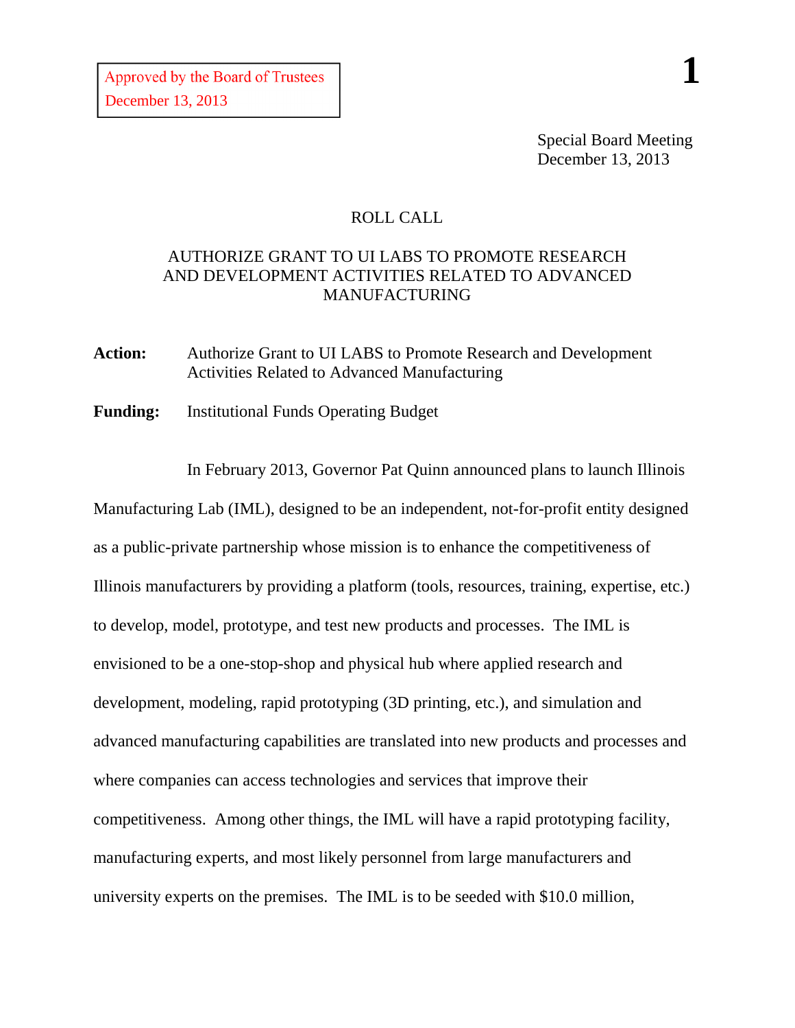Approved by the Board of Trustees
December 13, 2013

Special Board Meeting
December 13, 2013

ROLL CALL

# AUTHORIZE GRANT TO UI LABS TO PROMOTE RESEARCH AND DEVELOPMENT ACTIVITIES RELATED TO ADVANCED MANUFACTURING

**Action:** Authorize Grant to UI LABS to Promote Research and Development Activities Related to Advanced Manufacturing

**Funding:** Institutional Funds Operating Budget

In February 2013, Governor Pat Quinn announced plans to launch Illinois Manufacturing Lab (IML), designed to be an independent, not-for-profit entity designed as a public-private partnership whose mission is to enhance the competitiveness of Illinois manufacturers by providing a platform (tools, resources, training, expertise, etc.) to develop, model, prototype, and test new products and processes. The IML is envisioned to be a one-stop-shop and physical hub where applied research and development, modeling, rapid prototyping (3D printing, etc.), and simulation and advanced manufacturing capabilities are translated into new products and processes and where companies can access technologies and services that improve their competitiveness. Among other things, the IML will have a rapid prototyping facility, manufacturing experts, and most likely personnel from large manufacturers and university experts on the premises. The IML is to be seeded with $10.0 million,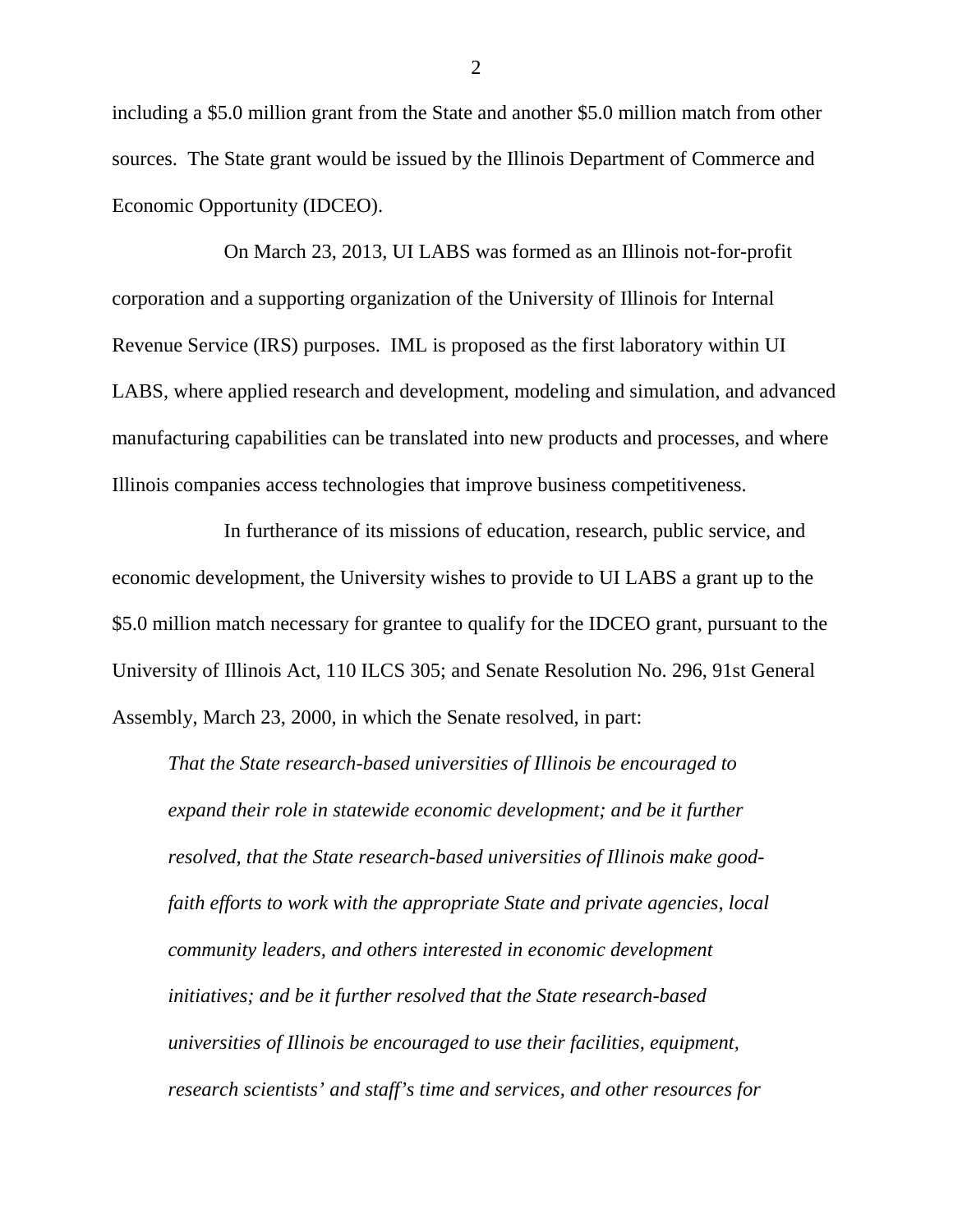including a $5.0 million grant from the State and another $5.0 million match from other sources. The State grant would be issued by the Illinois Department of Commerce and Economic Opportunity (IDCEO).

On March 23, 2013, UI LABS was formed as an Illinois not-for-profit corporation and a supporting organization of the University of Illinois for Internal Revenue Service (IRS) purposes. IML is proposed as the first laboratory within UI LABS, where applied research and development, modeling and simulation, and advanced manufacturing capabilities can be translated into new products and processes, and where Illinois companies access technologies that improve business competitiveness.

In furtherance of its missions of education, research, public service, and economic development, the University wishes to provide to UI LABS a grant up to the $5.0 million match necessary for grantee to qualify for the IDCEO grant, pursuant to the University of Illinois Act, 110 ILCS 305; and Senate Resolution No. 296, 91st General Assembly, March 23, 2000, in which the Senate resolved, in part:

> *That the State research-based universities of Illinois be encouraged to expand their role in statewide economic development; and be it further resolved, that the State research-based universities of Illinois make good-faith efforts to work with the appropriate State and private agencies, local community leaders, and others interested in economic development initiatives; and be it further resolved that the State research-based universities of Illinois be encouraged to use their facilities, equipment, research scientists' and staff's time and services, and other resources for*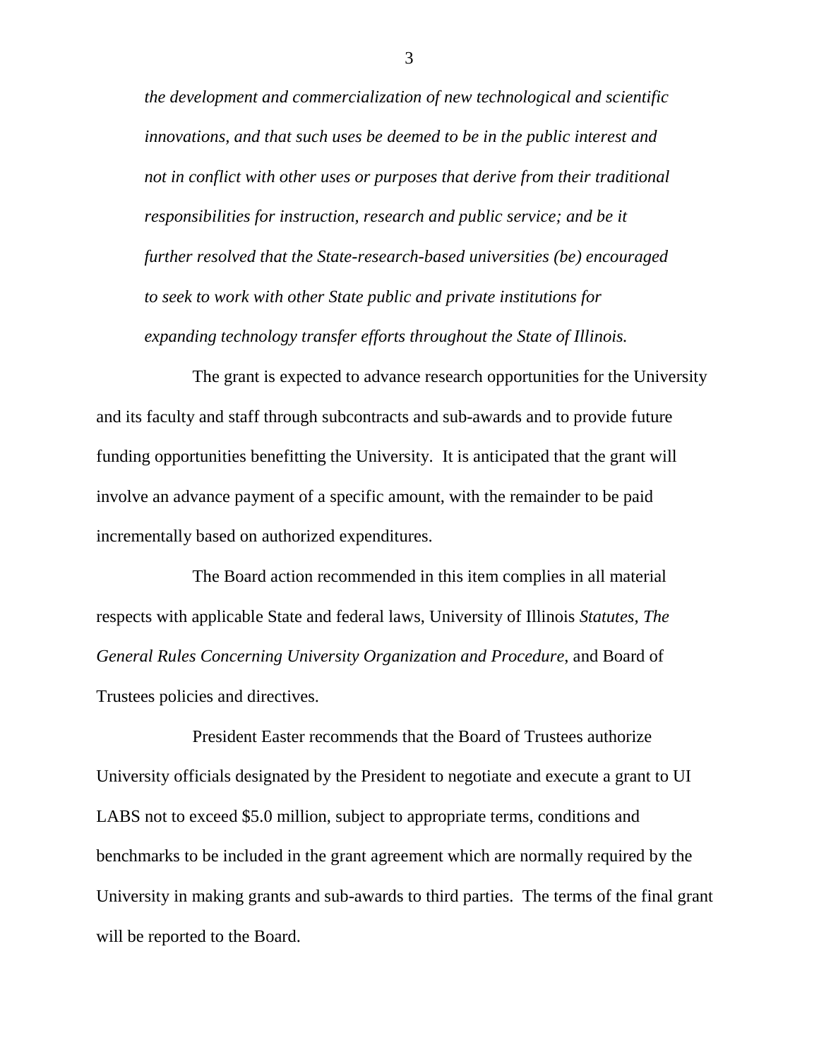*the development and commercialization of new technological and scientific innovations, and that such uses be deemed to be in the public interest and not in conflict with other uses or purposes that derive from their traditional responsibilities for instruction, research and public service; and be it further resolved that the State-research-based universities (be) encouraged to seek to work with other State public and private institutions for expanding technology transfer efforts throughout the State of Illinois.*

The grant is expected to advance research opportunities for the University and its faculty and staff through subcontracts and sub-awards and to provide future funding opportunities benefitting the University. It is anticipated that the grant will involve an advance payment of a specific amount, with the remainder to be paid incrementally based on authorized expenditures.

The Board action recommended in this item complies in all material respects with applicable State and federal laws, University of Illinois *Statutes*, *The General Rules Concerning University Organization and Procedure*, and Board of Trustees policies and directives.

President Easter recommends that the Board of Trustees authorize University officials designated by the President to negotiate and execute a grant to UI LABS not to exceed $5.0 million, subject to appropriate terms, conditions and benchmarks to be included in the grant agreement which are normally required by the University in making grants and sub-awards to third parties. The terms of the final grant will be reported to the Board.